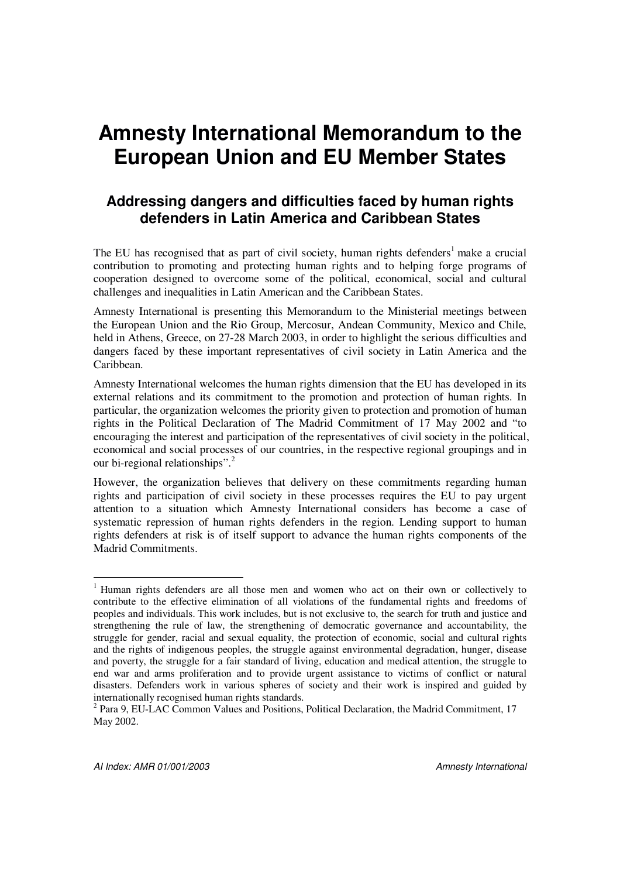# Amnesty International Memorandum to the European Union and EU Member States

## Addressing dangers and difficulties faced by human rights defenders in Latin America and Caribbean States

The EU has recognised that as part of civil society, human rights defenders[1] make a crucial contribution to promoting and protecting human rights and to helping forge programs of cooperation designed to overcome some of the political, economical, social and cultural challenges and inequalities in Latin American and the Caribbean States.

Amnesty International is presenting this Memorandum to the Ministerial meetings between the European Union and the Rio Group, Mercosur, Andean Community, Mexico and Chile, held in Athens, Greece, on 27-28 March 2003, in order to highlight the serious difficulties and dangers faced by these important representatives of civil society in Latin America and the Caribbean.

Amnesty International welcomes the human rights dimension that the EU has developed in its external relations and its commitment to the promotion and protection of human rights. In particular, the organization welcomes the priority given to protection and promotion of human rights in the Political Declaration of The Madrid Commitment of 17 May 2002 and "to encouraging the interest and participation of the representatives of civil society in the political, economical and social processes of our countries, in the respective regional groupings and in our bi-regional relationships".[2]

However, the organization believes that delivery on these commitments regarding human rights and participation of civil society in these processes requires the EU to pay urgent attention to a situation which Amnesty International considers has become a case of systematic repression of human rights defenders in the region. Lending support to human rights defenders at risk is of itself support to advance the human rights components of the Madrid Commitments.

---

[1] Human rights defenders are all those men and women who act on their own or collectively to contribute to the effective elimination of all violations of the fundamental rights and freedoms of peoples and individuals. This work includes, but is not exclusive to, the search for truth and justice and strengthening the rule of law, the strengthening of democratic governance and accountability, the struggle for gender, racial and sexual equality, the protection of economic, social and cultural rights and the rights of indigenous peoples, the struggle against environmental degradation, hunger, disease and poverty, the struggle for a fair standard of living, education and medical attention, the struggle to end war and arms proliferation and to provide urgent assistance to victims of conflict or natural disasters. Defenders work in various spheres of society and their work is inspired and guided by internationally recognised human rights standards.

[2] Para 9, EU-LAC Common Values and Positions, Political Declaration, the Madrid Commitment, 17 May 2002.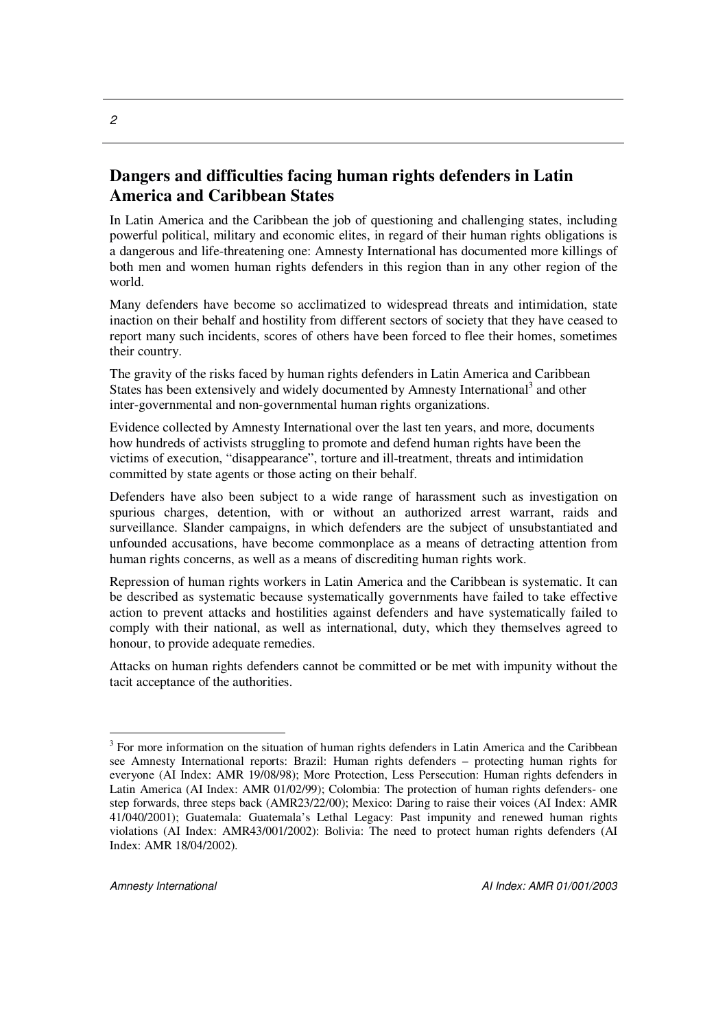## Dangers and difficulties facing human rights defenders in Latin America and Caribbean States

In Latin America and the Caribbean the job of questioning and challenging states, including powerful political, military and economic elites, in regard of their human rights obligations is a dangerous and life-threatening one: Amnesty International has documented more killings of both men and women human rights defenders in this region than in any other region of the world.

Many defenders have become so acclimatized to widespread threats and intimidation, state inaction on their behalf and hostility from different sectors of society that they have ceased to report many such incidents, scores of others have been forced to flee their homes, sometimes their country.

The gravity of the risks faced by human rights defenders in Latin America and Caribbean States has been extensively and widely documented by Amnesty International[3] and other inter-governmental and non-governmental human rights organizations.

Evidence collected by Amnesty International over the last ten years, and more, documents how hundreds of activists struggling to promote and defend human rights have been the victims of execution, "disappearance", torture and ill-treatment, threats and intimidation committed by state agents or those acting on their behalf.

Defenders have also been subject to a wide range of harassment such as investigation on spurious charges, detention, with or without an authorized arrest warrant, raids and surveillance. Slander campaigns, in which defenders are the subject of unsubstantiated and unfounded accusations, have become commonplace as a means of detracting attention from human rights concerns, as well as a means of discrediting human rights work.

Repression of human rights workers in Latin America and the Caribbean is systematic. It can be described as systematic because systematically governments have failed to take effective action to prevent attacks and hostilities against defenders and have systematically failed to comply with their national, as well as international, duty, which they themselves agreed to honour, to provide adequate remedies.

Attacks on human rights defenders cannot be committed or be met with impunity without the tacit acceptance of the authorities.

---

[3] For more information on the situation of human rights defenders in Latin America and the Caribbean see Amnesty International reports: Brazil: Human rights defenders – protecting human rights for everyone (AI Index: AMR 19/08/98); More Protection, Less Persecution: Human rights defenders in Latin America (AI Index: AMR 01/02/99); Colombia: The protection of human rights defenders- one step forwards, three steps back (AMR23/22/00); Mexico: Daring to raise their voices (AI Index: AMR 41/040/2001); Guatemala: Guatemala's Lethal Legacy: Past impunity and renewed human rights violations (AI Index: AMR43/001/2002): Bolivia: The need to protect human rights defenders (AI Index: AMR 18/04/2002).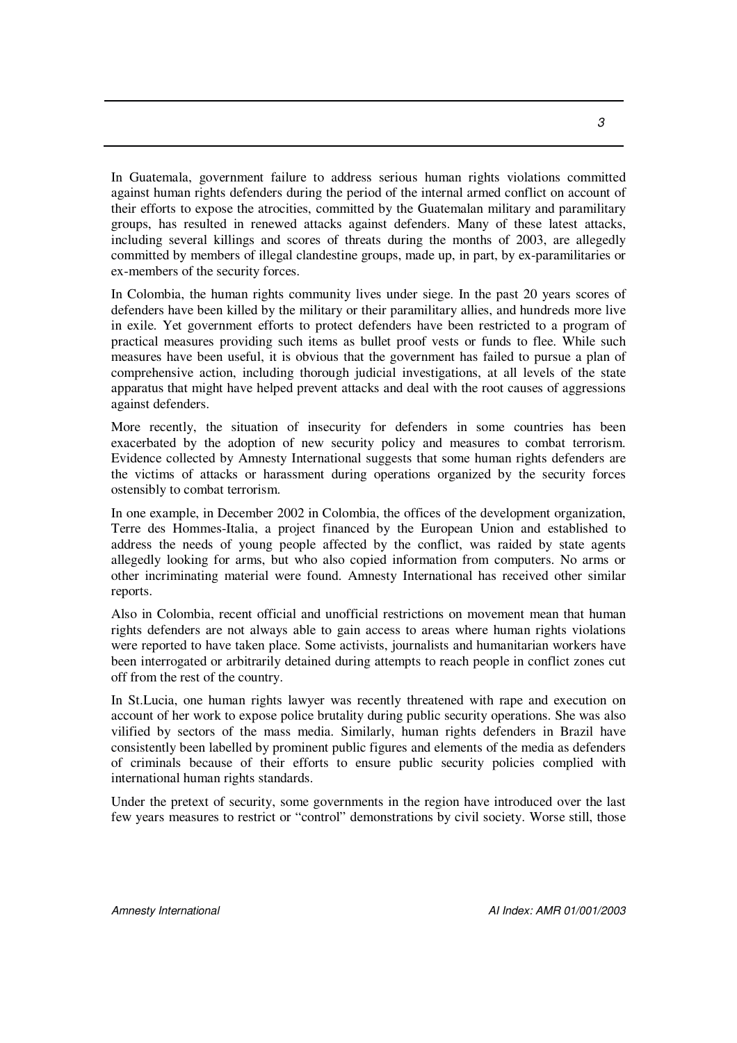In Guatemala, government failure to address serious human rights violations committed against human rights defenders during the period of the internal armed conflict on account of their efforts to expose the atrocities, committed by the Guatemalan military and paramilitary groups, has resulted in renewed attacks against defenders. Many of these latest attacks, including several killings and scores of threats during the months of 2003, are allegedly committed by members of illegal clandestine groups, made up, in part, by ex-paramilitaries or ex-members of the security forces.

In Colombia, the human rights community lives under siege. In the past 20 years scores of defenders have been killed by the military or their paramilitary allies, and hundreds more live in exile. Yet government efforts to protect defenders have been restricted to a program of practical measures providing such items as bullet proof vests or funds to flee. While such measures have been useful, it is obvious that the government has failed to pursue a plan of comprehensive action, including thorough judicial investigations, at all levels of the state apparatus that might have helped prevent attacks and deal with the root causes of aggressions against defenders.

More recently, the situation of insecurity for defenders in some countries has been exacerbated by the adoption of new security policy and measures to combat terrorism. Evidence collected by Amnesty International suggests that some human rights defenders are the victims of attacks or harassment during operations organized by the security forces ostensibly to combat terrorism.

In one example, in December 2002 in Colombia, the offices of the development organization, Terre des Hommes-Italia, a project financed by the European Union and established to address the needs of young people affected by the conflict, was raided by state agents allegedly looking for arms, but who also copied information from computers. No arms or other incriminating material were found. Amnesty International has received other similar reports.

Also in Colombia, recent official and unofficial restrictions on movement mean that human rights defenders are not always able to gain access to areas where human rights violations were reported to have taken place. Some activists, journalists and humanitarian workers have been interrogated or arbitrarily detained during attempts to reach people in conflict zones cut off from the rest of the country.

In St.Lucia, one human rights lawyer was recently threatened with rape and execution on account of her work to expose police brutality during public security operations. She was also vilified by sectors of the mass media. Similarly, human rights defenders in Brazil have consistently been labelled by prominent public figures and elements of the media as defenders of criminals because of their efforts to ensure public security policies complied with international human rights standards.

Under the pretext of security, some governments in the region have introduced over the last few years measures to restrict or "control" demonstrations by civil society. Worse still, those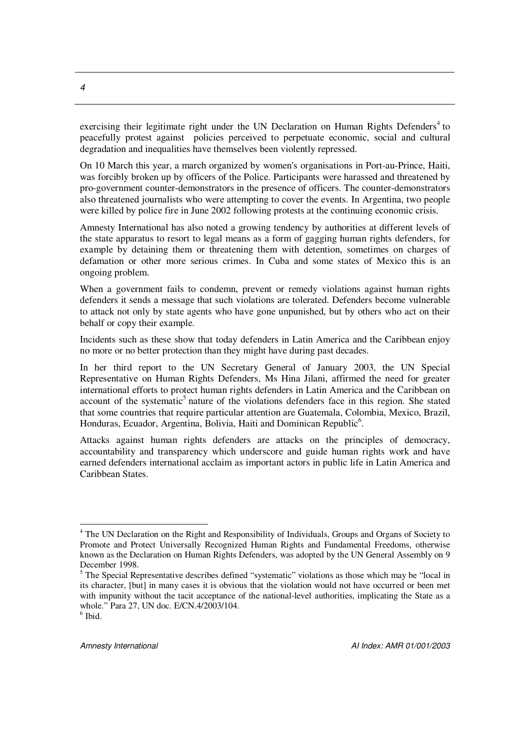exercising their legitimate right under the UN Declaration on Human Rights Defenders[4] to peacefully protest against policies perceived to perpetuate economic, social and cultural degradation and inequalities have themselves been violently repressed.

On 10 March this year, a march organized by women's organisations in Port-au-Prince, Haiti, was forcibly broken up by officers of the Police. Participants were harassed and threatened by pro-government counter-demonstrators in the presence of officers. The counter-demonstrators also threatened journalists who were attempting to cover the events. In Argentina, two people were killed by police fire in June 2002 following protests at the continuing economic crisis.

Amnesty International has also noted a growing tendency by authorities at different levels of the state apparatus to resort to legal means as a form of gagging human rights defenders, for example by detaining them or threatening them with detention, sometimes on charges of defamation or other more serious crimes. In Cuba and some states of Mexico this is an ongoing problem.

When a government fails to condemn, prevent or remedy violations against human rights defenders it sends a message that such violations are tolerated. Defenders become vulnerable to attack not only by state agents who have gone unpunished, but by others who act on their behalf or copy their example.

Incidents such as these show that today defenders in Latin America and the Caribbean enjoy no more or no better protection than they might have during past decades.

In her third report to the UN Secretary General of January 2003, the UN Special Representative on Human Rights Defenders, Ms Hina Jilani, affirmed the need for greater international efforts to protect human rights defenders in Latin America and the Caribbean on account of the systematic[5] nature of the violations defenders face in this region. She stated that some countries that require particular attention are Guatemala, Colombia, Mexico, Brazil, Honduras, Ecuador, Argentina, Bolivia, Haiti and Dominican Republic[6].

Attacks against human rights defenders are attacks on the principles of democracy, accountability and transparency which underscore and guide human rights work and have earned defenders international acclaim as important actors in public life in Latin America and Caribbean States.

---

[4] The UN Declaration on the Right and Responsibility of Individuals, Groups and Organs of Society to Promote and Protect Universally Recognized Human Rights and Fundamental Freedoms, otherwise known as the Declaration on Human Rights Defenders, was adopted by the UN General Assembly on 9 December 1998.

[5] The Special Representative describes defined "systematic" violations as those which may be "local in its character, [but] in many cases it is obvious that the violation would not have occurred or been met with impunity without the tacit acceptance of the national-level authorities, implicating the State as a whole." Para 27, UN doc. E/CN.4/2003/104.

[6] Ibid.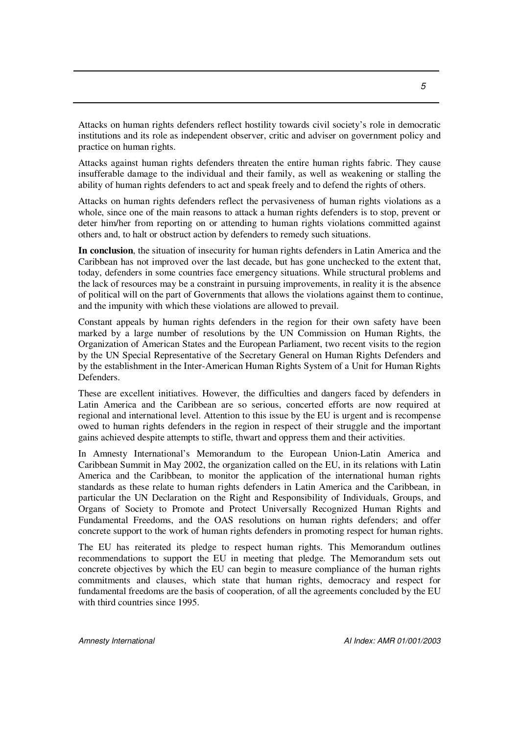Attacks on human rights defenders reflect hostility towards civil society's role in democratic institutions and its role as independent observer, critic and adviser on government policy and practice on human rights.

Attacks against human rights defenders threaten the entire human rights fabric. They cause insufferable damage to the individual and their family, as well as weakening or stalling the ability of human rights defenders to act and speak freely and to defend the rights of others.

Attacks on human rights defenders reflect the pervasiveness of human rights violations as a whole, since one of the main reasons to attack a human rights defenders is to stop, prevent or deter him/her from reporting on or attending to human rights violations committed against others and, to halt or obstruct action by defenders to remedy such situations.

**In conclusion**, the situation of insecurity for human rights defenders in Latin America and the Caribbean has not improved over the last decade, but has gone unchecked to the extent that, today, defenders in some countries face emergency situations. While structural problems and the lack of resources may be a constraint in pursuing improvements, in reality it is the absence of political will on the part of Governments that allows the violations against them to continue, and the impunity with which these violations are allowed to prevail.

Constant appeals by human rights defenders in the region for their own safety have been marked by a large number of resolutions by the UN Commission on Human Rights, the Organization of American States and the European Parliament, two recent visits to the region by the UN Special Representative of the Secretary General on Human Rights Defenders and by the establishment in the Inter-American Human Rights System of a Unit for Human Rights Defenders.

These are excellent initiatives. However, the difficulties and dangers faced by defenders in Latin America and the Caribbean are so serious, concerted efforts are now required at regional and international level. Attention to this issue by the EU is urgent and is recompense owed to human rights defenders in the region in respect of their struggle and the important gains achieved despite attempts to stifle, thwart and oppress them and their activities.

In Amnesty International's Memorandum to the European Union-Latin America and Caribbean Summit in May 2002, the organization called on the EU, in its relations with Latin America and the Caribbean, to monitor the application of the international human rights standards as these relate to human rights defenders in Latin America and the Caribbean, in particular the UN Declaration on the Right and Responsibility of Individuals, Groups, and Organs of Society to Promote and Protect Universally Recognized Human Rights and Fundamental Freedoms, and the OAS resolutions on human rights defenders; and offer concrete support to the work of human rights defenders in promoting respect for human rights.

The EU has reiterated its pledge to respect human rights. This Memorandum outlines recommendations to support the EU in meeting that pledge. The Memorandum sets out concrete objectives by which the EU can begin to measure compliance of the human rights commitments and clauses, which state that human rights, democracy and respect for fundamental freedoms are the basis of cooperation, of all the agreements concluded by the EU with third countries since 1995.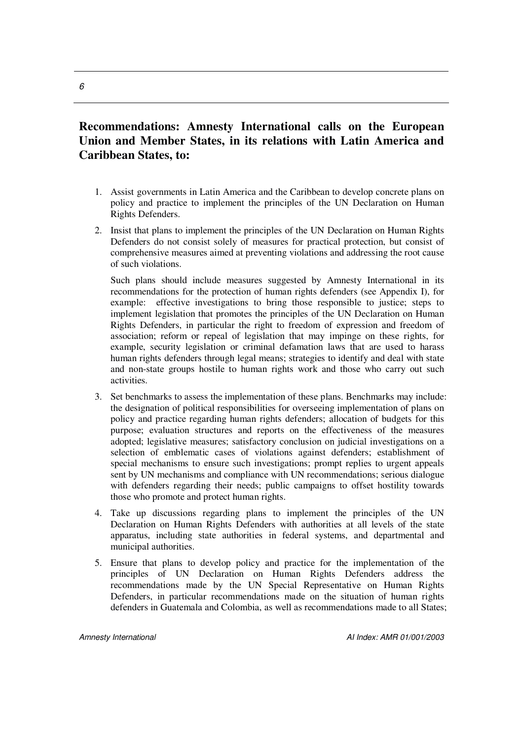## Recommendations: Amnesty International calls on the European Union and Member States, in its relations with Latin America and Caribbean States, to:

1. Assist governments in Latin America and the Caribbean to develop concrete plans on policy and practice to implement the principles of the UN Declaration on Human Rights Defenders.

2. Insist that plans to implement the principles of the UN Declaration on Human Rights Defenders do not consist solely of measures for practical protection, but consist of comprehensive measures aimed at preventing violations and addressing the root cause of such violations.

   Such plans should include measures suggested by Amnesty International in its recommendations for the protection of human rights defenders (see Appendix I), for example: effective investigations to bring those responsible to justice; steps to implement legislation that promotes the principles of the UN Declaration on Human Rights Defenders, in particular the right to freedom of expression and freedom of association; reform or repeal of legislation that may impinge on these rights, for example, security legislation or criminal defamation laws that are used to harass human rights defenders through legal means; strategies to identify and deal with state and non-state groups hostile to human rights work and those who carry out such activities.

3. Set benchmarks to assess the implementation of these plans. Benchmarks may include: the designation of political responsibilities for overseeing implementation of plans on policy and practice regarding human rights defenders; allocation of budgets for this purpose; evaluation structures and reports on the effectiveness of the measures adopted; legislative measures; satisfactory conclusion on judicial investigations on a selection of emblematic cases of violations against defenders; establishment of special mechanisms to ensure such investigations; prompt replies to urgent appeals sent by UN mechanisms and compliance with UN recommendations; serious dialogue with defenders regarding their needs; public campaigns to offset hostility towards those who promote and protect human rights.

4. Take up discussions regarding plans to implement the principles of the UN Declaration on Human Rights Defenders with authorities at all levels of the state apparatus, including state authorities in federal systems, and departmental and municipal authorities.

5. Ensure that plans to develop policy and practice for the implementation of the principles of UN Declaration on Human Rights Defenders address the recommendations made by the UN Special Representative on Human Rights Defenders, in particular recommendations made on the situation of human rights defenders in Guatemala and Colombia, as well as recommendations made to all States;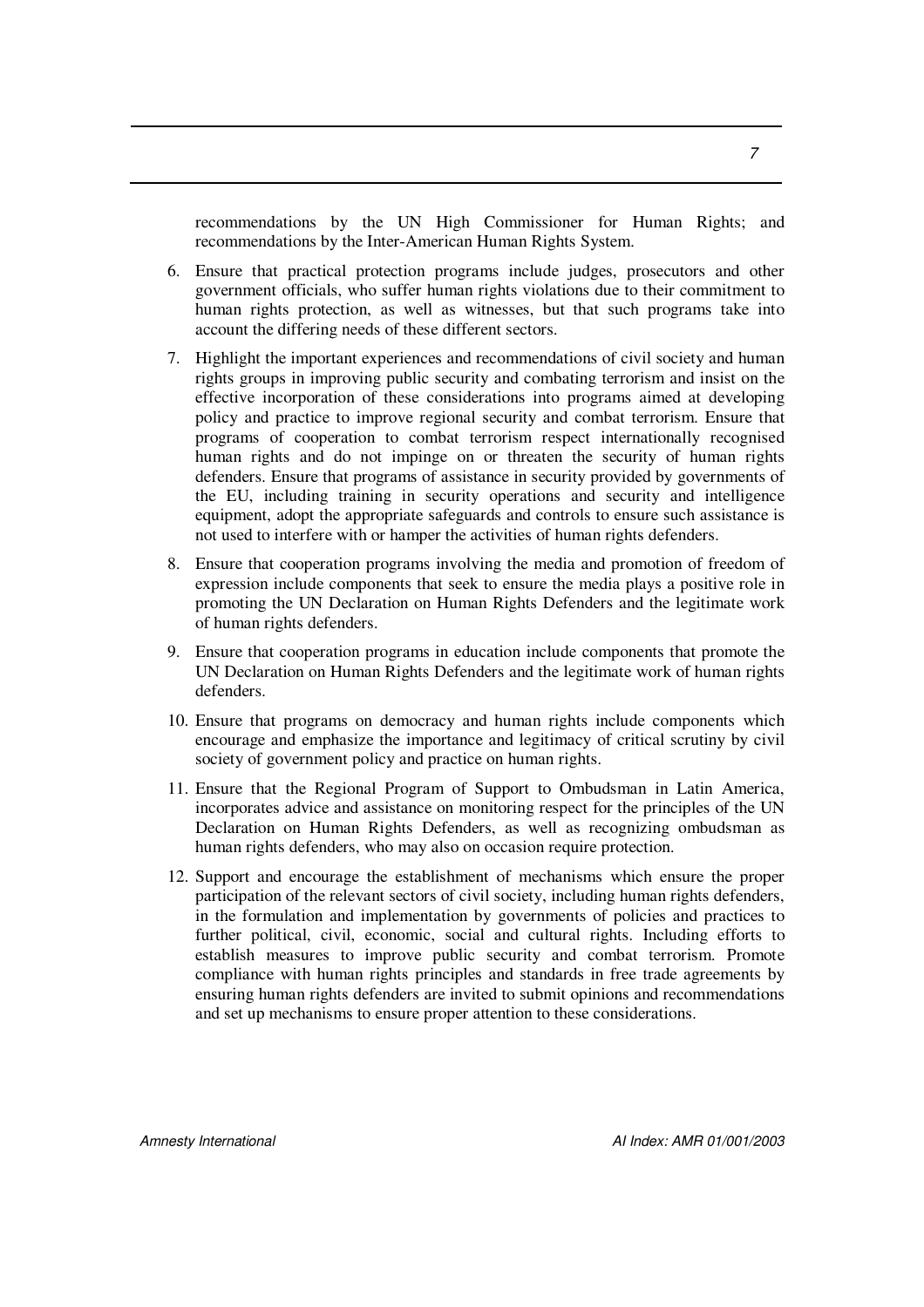recommendations by the UN High Commissioner for Human Rights; and recommendations by the Inter-American Human Rights System.

6. Ensure that practical protection programs include judges, prosecutors and other government officials, who suffer human rights violations due to their commitment to human rights protection, as well as witnesses, but that such programs take into account the differing needs of these different sectors.

7. Highlight the important experiences and recommendations of civil society and human rights groups in improving public security and combating terrorism and insist on the effective incorporation of these considerations into programs aimed at developing policy and practice to improve regional security and combat terrorism. Ensure that programs of cooperation to combat terrorism respect internationally recognised human rights and do not impinge on or threaten the security of human rights defenders. Ensure that programs of assistance in security provided by governments of the EU, including training in security operations and security and intelligence equipment, adopt the appropriate safeguards and controls to ensure such assistance is not used to interfere with or hamper the activities of human rights defenders.

8. Ensure that cooperation programs involving the media and promotion of freedom of expression include components that seek to ensure the media plays a positive role in promoting the UN Declaration on Human Rights Defenders and the legitimate work of human rights defenders.

9. Ensure that cooperation programs in education include components that promote the UN Declaration on Human Rights Defenders and the legitimate work of human rights defenders.

10. Ensure that programs on democracy and human rights include components which encourage and emphasize the importance and legitimacy of critical scrutiny by civil society of government policy and practice on human rights.

11. Ensure that the Regional Program of Support to Ombudsman in Latin America, incorporates advice and assistance on monitoring respect for the principles of the UN Declaration on Human Rights Defenders, as well as recognizing ombudsman as human rights defenders, who may also on occasion require protection.

12. Support and encourage the establishment of mechanisms which ensure the proper participation of the relevant sectors of civil society, including human rights defenders, in the formulation and implementation by governments of policies and practices to further political, civil, economic, social and cultural rights. Including efforts to establish measures to improve public security and combat terrorism. Promote compliance with human rights principles and standards in free trade agreements by ensuring human rights defenders are invited to submit opinions and recommendations and set up mechanisms to ensure proper attention to these considerations.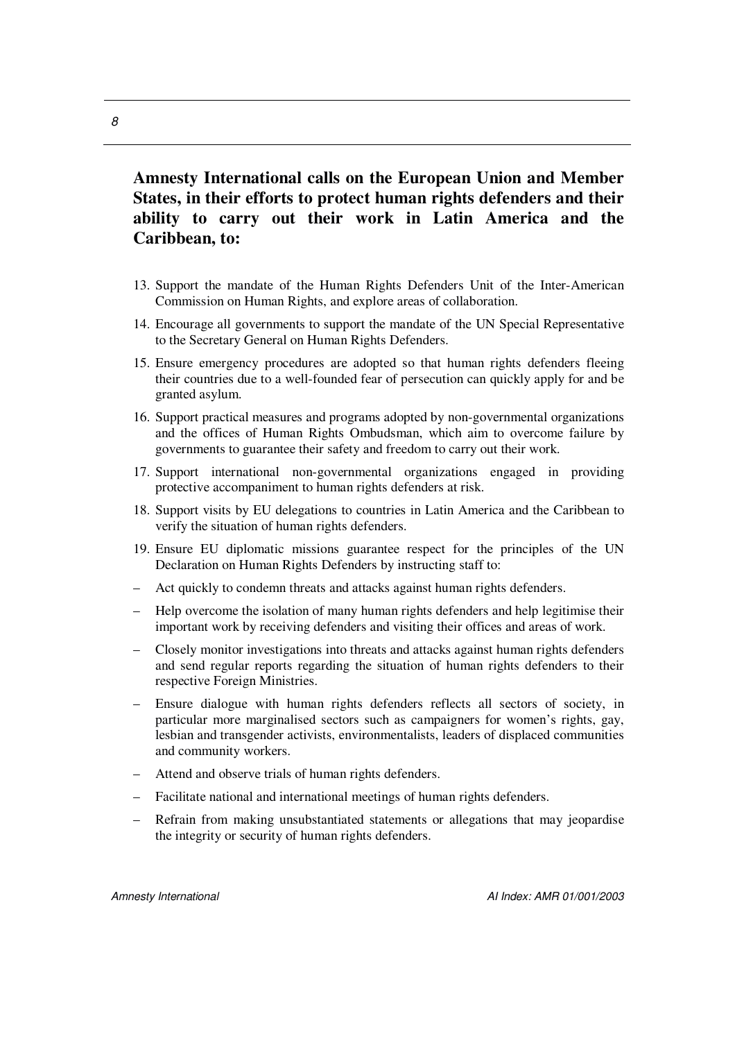**Amnesty International calls on the European Union and Member States, in their efforts to protect human rights defenders and their ability to carry out their work in Latin America and the Caribbean, to:**

13. Support the mandate of the Human Rights Defenders Unit of the Inter-American Commission on Human Rights, and explore areas of collaboration.
14. Encourage all governments to support the mandate of the UN Special Representative to the Secretary General on Human Rights Defenders.
15. Ensure emergency procedures are adopted so that human rights defenders fleeing their countries due to a well-founded fear of persecution can quickly apply for and be granted asylum.
16. Support practical measures and programs adopted by non-governmental organizations and the offices of Human Rights Ombudsman, which aim to overcome failure by governments to guarantee their safety and freedom to carry out their work.
17. Support international non-governmental organizations engaged in providing protective accompaniment to human rights defenders at risk.
18. Support visits by EU delegations to countries in Latin America and the Caribbean to verify the situation of human rights defenders.
19. Ensure EU diplomatic missions guarantee respect for the principles of the UN Declaration on Human Rights Defenders by instructing staff to:

- Act quickly to condemn threats and attacks against human rights defenders.
- Help overcome the isolation of many human rights defenders and help legitimise their important work by receiving defenders and visiting their offices and areas of work.
- Closely monitor investigations into threats and attacks against human rights defenders and send regular reports regarding the situation of human rights defenders to their respective Foreign Ministries.
- Ensure dialogue with human rights defenders reflects all sectors of society, in particular more marginalised sectors such as campaigners for women's rights, gay, lesbian and transgender activists, environmentalists, leaders of displaced communities and community workers.
- Attend and observe trials of human rights defenders.
- Facilitate national and international meetings of human rights defenders.
- Refrain from making unsubstantiated statements or allegations that may jeopardise the integrity or security of human rights defenders.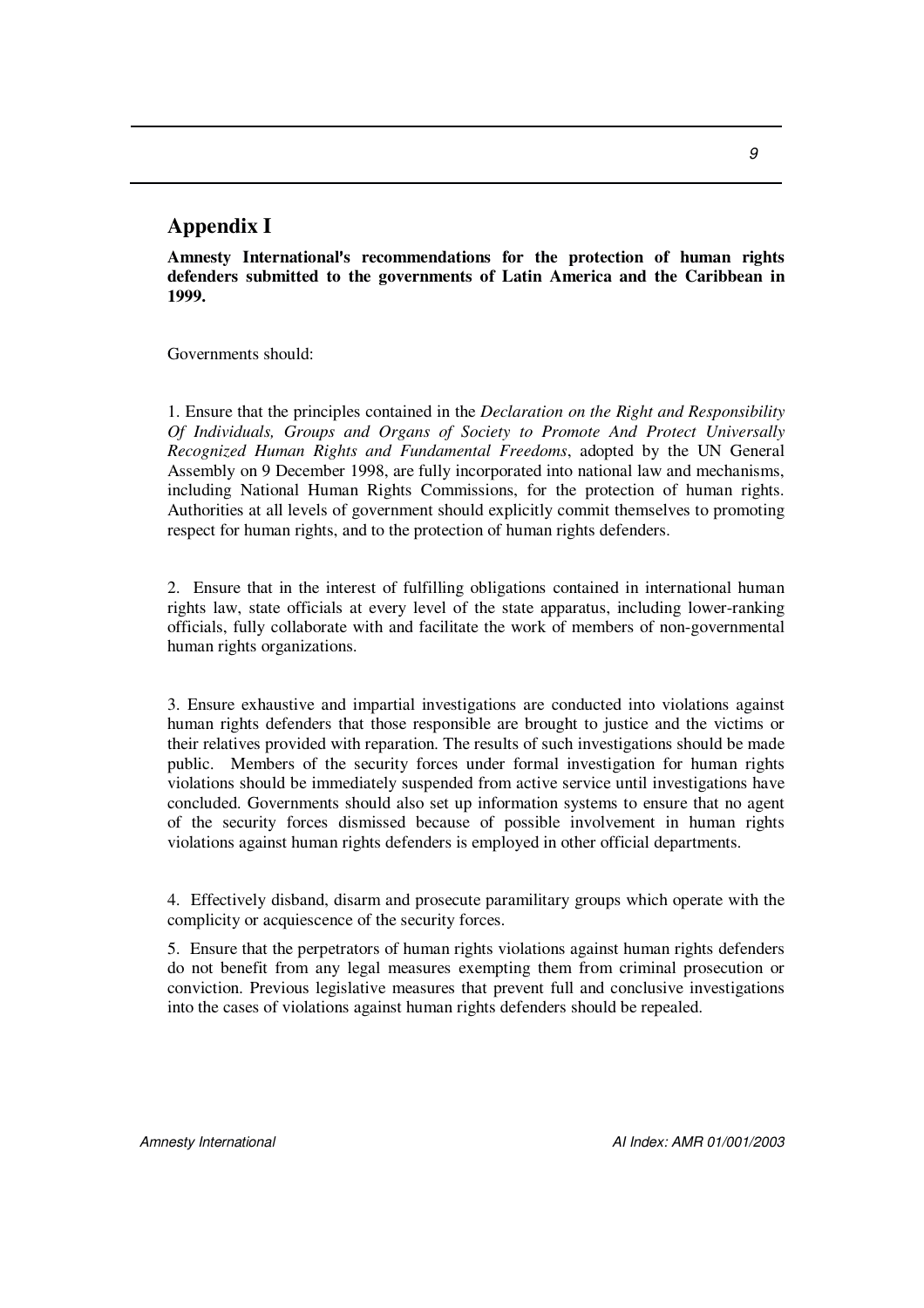## Appendix I

**Amnesty International's recommendations for the protection of human rights defenders submitted to the governments of Latin America and the Caribbean in 1999.**

Governments should:

1. Ensure that the principles contained in the *Declaration on the Right and Responsibility Of Individuals, Groups and Organs of Society to Promote And Protect Universally Recognized Human Rights and Fundamental Freedoms*, adopted by the UN General Assembly on 9 December 1998, are fully incorporated into national law and mechanisms, including National Human Rights Commissions, for the protection of human rights. Authorities at all levels of government should explicitly commit themselves to promoting respect for human rights, and to the protection of human rights defenders.

2. Ensure that in the interest of fulfilling obligations contained in international human rights law, state officials at every level of the state apparatus, including lower-ranking officials, fully collaborate with and facilitate the work of members of non-governmental human rights organizations.

3. Ensure exhaustive and impartial investigations are conducted into violations against human rights defenders that those responsible are brought to justice and the victims or their relatives provided with reparation. The results of such investigations should be made public. Members of the security forces under formal investigation for human rights violations should be immediately suspended from active service until investigations have concluded. Governments should also set up information systems to ensure that no agent of the security forces dismissed because of possible involvement in human rights violations against human rights defenders is employed in other official departments.

4. Effectively disband, disarm and prosecute paramilitary groups which operate with the complicity or acquiescence of the security forces.

5. Ensure that the perpetrators of human rights violations against human rights defenders do not benefit from any legal measures exempting them from criminal prosecution or conviction. Previous legislative measures that prevent full and conclusive investigations into the cases of violations against human rights defenders should be repealed.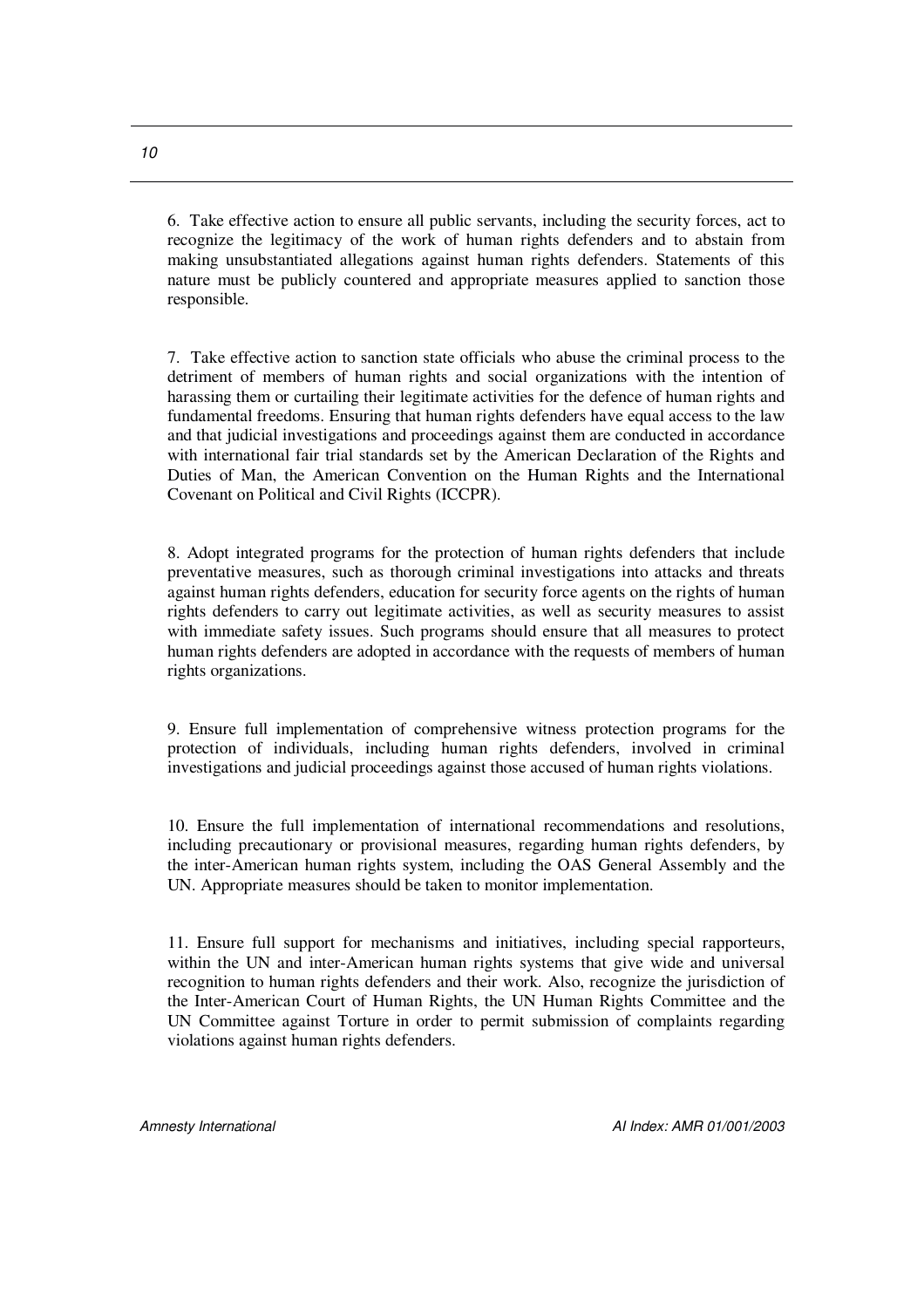6. Take effective action to ensure all public servants, including the security forces, act to recognize the legitimacy of the work of human rights defenders and to abstain from making unsubstantiated allegations against human rights defenders. Statements of this nature must be publicly countered and appropriate measures applied to sanction those responsible.

7. Take effective action to sanction state officials who abuse the criminal process to the detriment of members of human rights and social organizations with the intention of harassing them or curtailing their legitimate activities for the defence of human rights and fundamental freedoms. Ensuring that human rights defenders have equal access to the law and that judicial investigations and proceedings against them are conducted in accordance with international fair trial standards set by the American Declaration of the Rights and Duties of Man, the American Convention on the Human Rights and the International Covenant on Political and Civil Rights (ICCPR).

8. Adopt integrated programs for the protection of human rights defenders that include preventative measures, such as thorough criminal investigations into attacks and threats against human rights defenders, education for security force agents on the rights of human rights defenders to carry out legitimate activities, as well as security measures to assist with immediate safety issues. Such programs should ensure that all measures to protect human rights defenders are adopted in accordance with the requests of members of human rights organizations.

9. Ensure full implementation of comprehensive witness protection programs for the protection of individuals, including human rights defenders, involved in criminal investigations and judicial proceedings against those accused of human rights violations.

10. Ensure the full implementation of international recommendations and resolutions, including precautionary or provisional measures, regarding human rights defenders, by the inter-American human rights system, including the OAS General Assembly and the UN. Appropriate measures should be taken to monitor implementation.

11. Ensure full support for mechanisms and initiatives, including special rapporteurs, within the UN and inter-American human rights systems that give wide and universal recognition to human rights defenders and their work. Also, recognize the jurisdiction of the Inter-American Court of Human Rights, the UN Human Rights Committee and the UN Committee against Torture in order to permit submission of complaints regarding violations against human rights defenders.